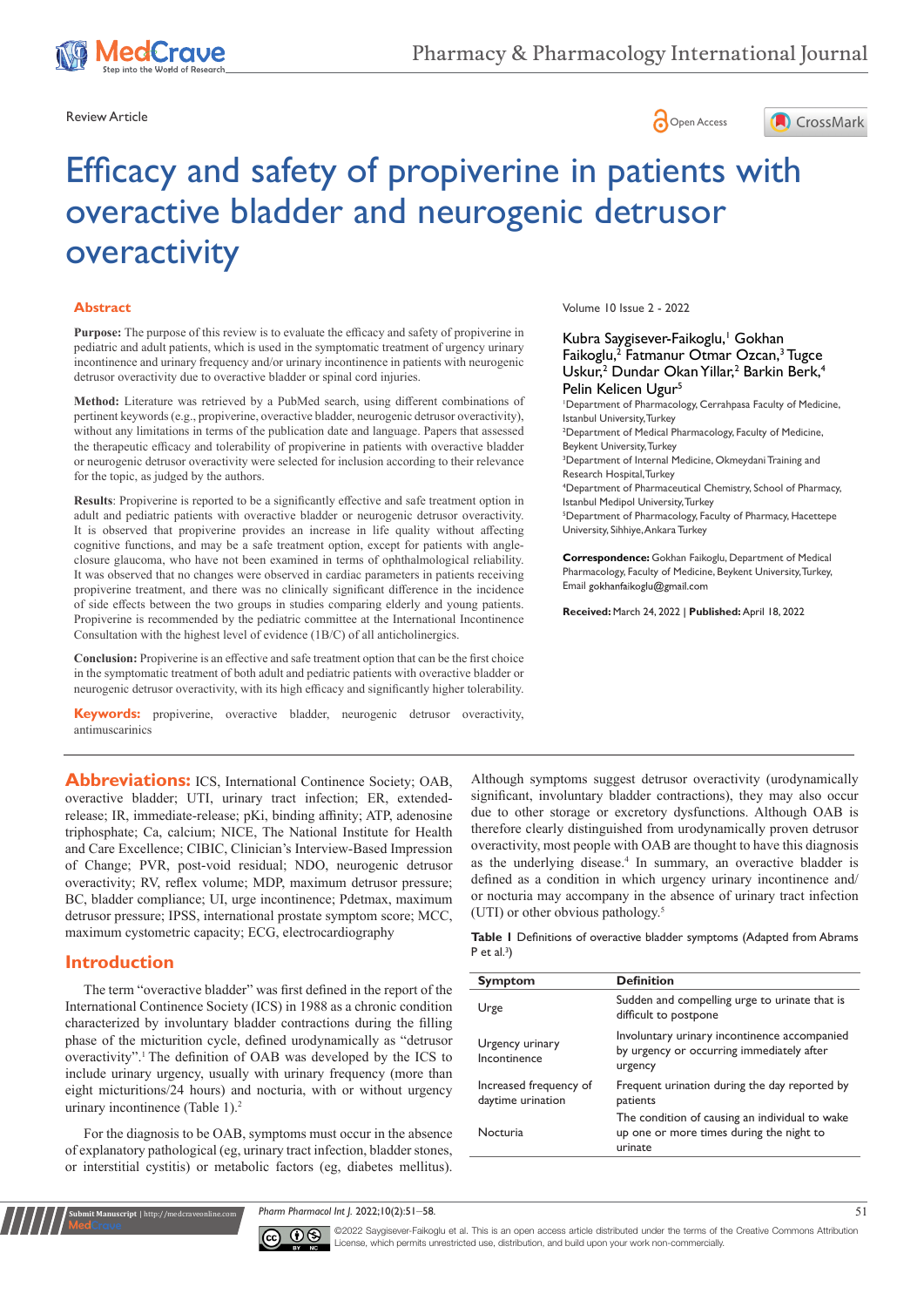Review Article

# Efficacy and safety of propiverine in patients with overactive bladder and neurogenic detrusor overactivity

Volume 10 Issue 2 - 2022

Kubra Saygisever-Faikoglu,[1] Gokhan Faikoglu,[2] Fatmanur Otmar Ozcan,[3] Tugce Uskur,[2] Dundar Okan Yillar,[2] Barkin Berk,[4] Pelin Kelicen Ugur[5]

[1]Department of Pharmacology, Cerrahpasa Faculty of Medicine, Istanbul University, Turkey
[2]Department of Medical Pharmacology, Faculty of Medicine, Beykent University, Turkey
[3]Department of Internal Medicine, Okmeydani Training and Research Hospital, Turkey
[4]Department of Pharmaceutical Chemistry, School of Pharmacy, Istanbul Medipol University, Turkey
[5]Department of Pharmacology, Faculty of Pharmacy, Hacettepe University, Sihhiye, Ankara Turkey

**Correspondence:** Gokhan Faikoglu, Department of Medical Pharmacology, Faculty of Medicine, Beykent University, Turkey, Email gokhanfaikoglu@gmail.com

**Received:** March 24, 2022 | **Published:** April 18, 2022

## Abstract

**Purpose:** The purpose of this review is to evaluate the efficacy and safety of propiverine in pediatric and adult patients, which is used in the symptomatic treatment of urgency urinary incontinence and urinary frequency and/or urinary incontinence in patients with neurogenic detrusor overactivity due to overactive bladder or spinal cord injuries.

**Method:** Literature was retrieved by a PubMed search, using different combinations of pertinent keywords (e.g., propiverine, overactive bladder, neurogenic detrusor overactivity), without any limitations in terms of the publication date and language. Papers that assessed the therapeutic efficacy and tolerability of propiverine in patients with overactive bladder or neurogenic detrusor overactivity were selected for inclusion according to their relevance for the topic, as judged by the authors.

**Results**: Propiverine is reported to be a significantly effective and safe treatment option in adult and pediatric patients with overactive bladder or neurogenic detrusor overactivity. It is observed that propiverine provides an increase in life quality without affecting cognitive functions, and may be a safe treatment option, except for patients with angle-closure glaucoma, who have not been examined in terms of ophthalmological reliability. It was observed that no changes were observed in cardiac parameters in patients receiving propiverine treatment, and there was no clinically significant difference in the incidence of side effects between the two groups in studies comparing elderly and young patients. Propiverine is recommended by the pediatric committee at the International Incontinence Consultation with the highest level of evidence (1B/C) of all anticholinergics.

**Conclusion:** Propiverine is an effective and safe treatment option that can be the first choice in the symptomatic treatment of both adult and pediatric patients with overactive bladder or neurogenic detrusor overactivity, with its high efficacy and significantly higher tolerability.

**Keywords:** propiverine, overactive bladder, neurogenic detrusor overactivity, antimuscarinics

**Abbreviations:** ICS, International Continence Society; OAB, overactive bladder; UTI, urinary tract infection; ER, extended-release; IR, immediate-release; pKi, binding affinity; ATP, adenosine triphosphate; Ca, calcium; NICE, The National Institute for Health and Care Excellence; CIBIC, Clinician's Interview-Based Impression of Change; PVR, post-void residual; NDO, neurogenic detrusor overactivity; RV, reflex volume; MDP, maximum detrusor pressure; BC, bladder compliance; UI, urge incontinence; Pdetmax, maximum detrusor pressure; IPSS, international prostate symptom score; MCC, maximum cystometric capacity; ECG, electrocardiography

## Introduction

The term "overactive bladder" was first defined in the report of the International Continence Society (ICS) in 1988 as a chronic condition characterized by involuntary bladder contractions during the filling phase of the micturition cycle, defined urodynamically as "detrusor overactivity".[1] The definition of OAB was developed by the ICS to include urinary urgency, usually with urinary frequency (more than eight micturitions/24 hours) and nocturia, with or without urgency urinary incontinence (Table 1).[2]

For the diagnosis to be OAB, symptoms must occur in the absence of explanatory pathological (eg, urinary tract infection, bladder stones, or interstitial cystitis) or metabolic factors (eg, diabetes mellitus). Although symptoms suggest detrusor overactivity (urodynamically significant, involuntary bladder contractions), they may also occur due to other storage or excretory dysfunctions. Although OAB is therefore clearly distinguished from urodynamically proven detrusor overactivity, most people with OAB are thought to have this diagnosis as the underlying disease.[4] In summary, an overactive bladder is defined as a condition in which urgency urinary incontinence and/or nocturia may accompany in the absence of urinary tract infection (UTI) or other obvious pathology.[5]

**Table 1** Definitions of overactive bladder symptoms (Adapted from Abrams P et al.[3])

| Symptom | Definition |
|---|---|
| Urge | Sudden and compelling urge to urinate that is difficult to postpone |
| Urgency urinary Incontinence | Involuntary urinary incontinence accompanied by urgency or occurring immediately after urgency |
| Increased frequency of daytime urination | Frequent urination during the day reported by patients |
| Nocturia | The condition of causing an individual to wake up one or more times during the night to urinate |

©2022 Saygisever-Faikoglu et al. This is an open access article distributed under the terms of the Creative Commons Attribution License, which permits unrestricted use, distribution, and build upon your work non-commercially.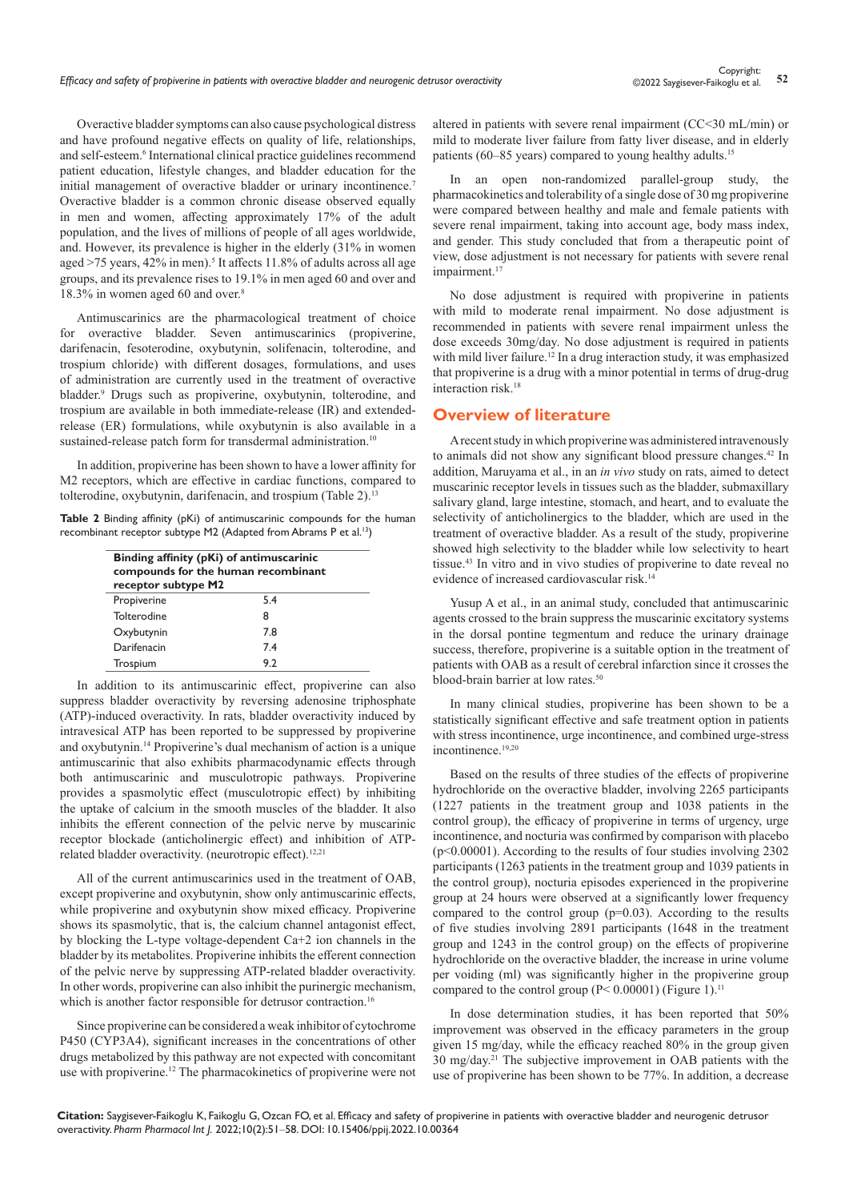Overactive bladder symptoms can also cause psychological distress and have profound negative effects on quality of life, relationships, and self-esteem.[6] International clinical practice guidelines recommend patient education, lifestyle changes, and bladder education for the initial management of overactive bladder or urinary incontinence.[7] Overactive bladder is a common chronic disease observed equally in men and women, affecting approximately 17% of the adult population, and the lives of millions of people of all ages worldwide, and. However, its prevalence is higher in the elderly (31% in women aged >75 years, 42% in men).[5] It affects 11.8% of adults across all age groups, and its prevalence rises to 19.1% in men aged 60 and over and 18.3% in women aged 60 and over.[8]

Antimuscarinics are the pharmacological treatment of choice for overactive bladder. Seven antimuscarinics (propiverine, darifenacin, fesoterodine, oxybutynin, solifenacin, tolterodine, and trospium chloride) with different dosages, formulations, and uses of administration are currently used in the treatment of overactive bladder.[9] Drugs such as propiverine, oxybutynin, tolterodine, and trospium are available in both immediate-release (IR) and extended-release (ER) formulations, while oxybutynin is also available in a sustained-release patch form for transdermal administration.[10]

In addition, propiverine has been shown to have a lower affinity for M2 receptors, which are effective in cardiac functions, compared to tolterodine, oxybutynin, darifenacin, and trospium (Table 2).[13]

**Table 2** Binding affinity (pKi) of antimuscarinic compounds for the human recombinant receptor subtype M2 (Adapted from Abrams P et al.[13])

| Binding affinity (pKi) of antimuscarinic compounds for the human recombinant receptor subtype M2 | |
|---|---|
| Propiverine | 5.4 |
| Tolterodine | 8 |
| Oxybutynin | 7.8 |
| Darifenacin | 7.4 |
| Trospium | 9.2 |

In addition to its antimuscarinic effect, propiverine can also suppress bladder overactivity by reversing adenosine triphosphate (ATP)-induced overactivity. In rats, bladder overactivity induced by intravesical ATP has been reported to be suppressed by propiverine and oxybutynin.[14] Propiverine's dual mechanism of action is a unique antimuscarinic that also exhibits pharmacodynamic effects through both antimuscarinic and musculotropic pathways. Propiverine provides a spasmolytic effect (musculotropic effect) by inhibiting the uptake of calcium in the smooth muscles of the bladder. It also inhibits the efferent connection of the pelvic nerve by muscarinic receptor blockade (anticholinergic effect) and inhibition of ATP-related bladder overactivity. (neurotropic effect).[12,21]

All of the current antimuscarinics used in the treatment of OAB, except propiverine and oxybutynin, show only antimuscarinic effects, while propiverine and oxybutynin show mixed efficacy. Propiverine shows its spasmolytic, that is, the calcium channel antagonist effect, by blocking the L-type voltage-dependent Ca+2 ion channels in the bladder by its metabolites. Propiverine inhibits the efferent connection of the pelvic nerve by suppressing ATP-related bladder overactivity. In other words, propiverine can also inhibit the purinergic mechanism, which is another factor responsible for detrusor contraction.[16]

Since propiverine can be considered a weak inhibitor of cytochrome P450 (CYP3A4), significant increases in the concentrations of other drugs metabolized by this pathway are not expected with concomitant use with propiverine.[12] The pharmacokinetics of propiverine were not altered in patients with severe renal impairment (CC<30 mL/min) or mild to moderate liver failure from fatty liver disease, and in elderly patients (60–85 years) compared to young healthy adults.[15]

In an open non-randomized parallel-group study, the pharmacokinetics and tolerability of a single dose of 30 mg propiverine were compared between healthy and male and female patients with severe renal impairment, taking into account age, body mass index, and gender. This study concluded that from a therapeutic point of view, dose adjustment is not necessary for patients with severe renal impairment.[17]

No dose adjustment is required with propiverine in patients with mild to moderate renal impairment. No dose adjustment is recommended in patients with severe renal impairment unless the dose exceeds 30mg/day. No dose adjustment is required in patients with mild liver failure.[12] In a drug interaction study, it was emphasized that propiverine is a drug with a minor potential in terms of drug-drug interaction risk.[18]

## Overview of literature

A recent study in which propiverine was administered intravenously to animals did not show any significant blood pressure changes.[42] In addition, Maruyama et al., in an *in vivo* study on rats, aimed to detect muscarinic receptor levels in tissues such as the bladder, submaxillary salivary gland, large intestine, stomach, and heart, and to evaluate the selectivity of anticholinergics to the bladder, which are used in the treatment of overactive bladder. As a result of the study, propiverine showed high selectivity to the bladder while low selectivity to heart tissue.[43] In vitro and in vivo studies of propiverine to date reveal no evidence of increased cardiovascular risk.[14]

Yusup A et al., in an animal study, concluded that antimuscarinic agents crossed to the brain suppress the muscarinic excitatory systems in the dorsal pontine tegmentum and reduce the urinary drainage success, therefore, propiverine is a suitable option in the treatment of patients with OAB as a result of cerebral infarction since it crosses the blood-brain barrier at low rates.[50]

In many clinical studies, propiverine has been shown to be a statistically significant effective and safe treatment option in patients with stress incontinence, urge incontinence, and combined urge-stress incontinence.[19,20]

Based on the results of three studies of the effects of propiverine hydrochloride on the overactive bladder, involving 2265 participants (1227 patients in the treatment group and 1038 patients in the control group), the efficacy of propiverine in terms of urgency, urge incontinence, and nocturia was confirmed by comparison with placebo ($p<0.00001$). According to the results of four studies involving 2302 participants (1263 patients in the treatment group and 1039 patients in the control group), nocturia episodes experienced in the propiverine group at 24 hours were observed at a significantly lower frequency compared to the control group ($p=0.03$). According to the results of five studies involving 2891 participants (1648 in the treatment group and 1243 in the control group) on the effects of propiverine hydrochloride on the overactive bladder, the increase in urine volume per voiding (ml) was significantly higher in the propiverine group compared to the control group ($P< 0.00001$) (Figure 1).[11]

In dose determination studies, it has been reported that 50% improvement was observed in the efficacy parameters in the group given 15 mg/day, while the efficacy reached 80% in the group given 30 mg/day.[21] The subjective improvement in OAB patients with the use of propiverine has been shown to be 77%. In addition, a decrease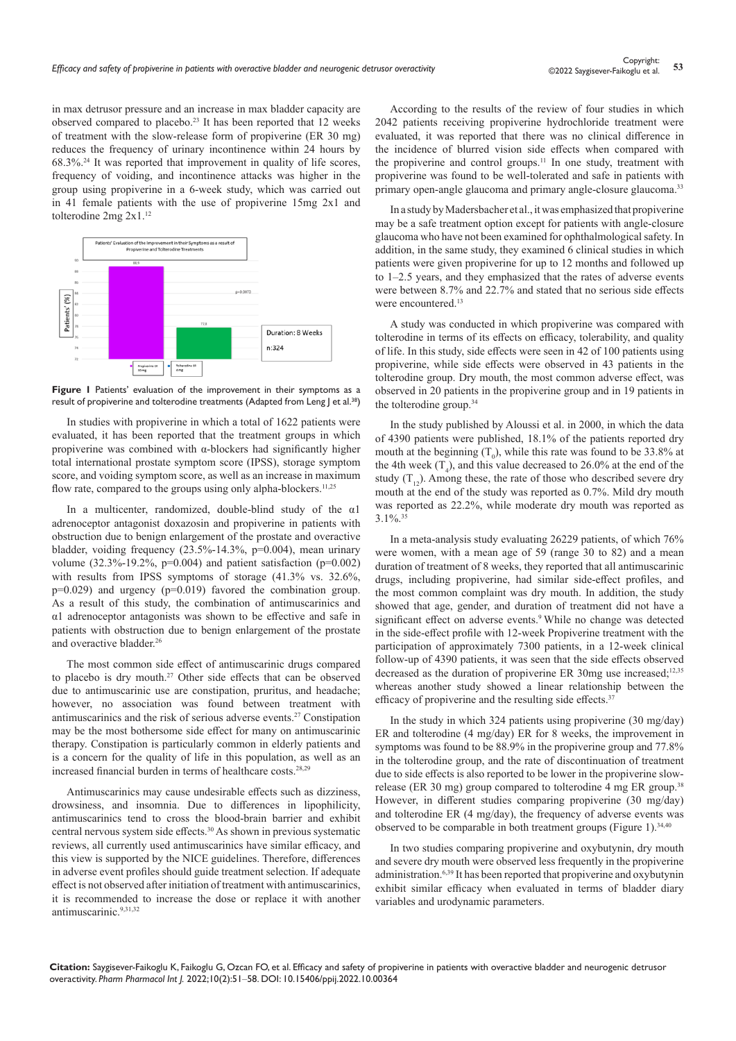in max detrusor pressure and an increase in max bladder capacity are observed compared to placebo.[23] It has been reported that 12 weeks of treatment with the slow-release form of propiverine (ER 30 mg) reduces the frequency of urinary incontinence within 24 hours by 68.3%.[24] It was reported that improvement in quality of life scores, frequency of voiding, and incontinence attacks was higher in the group using propiverine in a 6-week study, which was carried out in 41 female patients with the use of propiverine 15mg 2x1 and tolterodine 2mg 2x1.[12]

**Figure 1** Patients' evaluation of the improvement in their symptoms as a result of propiverine and tolterodine treatments (Adapted from Leng J et al.[38])

In studies with propiverine in which a total of 1622 patients were evaluated, it has been reported that the treatment groups in which propiverine was combined with α-blockers had significantly higher total international prostate symptom score (IPSS), storage symptom score, and voiding symptom score, as well as an increase in maximum flow rate, compared to the groups using only alpha-blockers.[11,25]

In a multicenter, randomized, double-blind study of the α1 adrenoceptor antagonist doxazosin and propiverine in patients with obstruction due to benign enlargement of the prostate and overactive bladder, voiding frequency (23.5%-14.3%, p=0.004), mean urinary volume (32.3%-19.2%, p=0.004) and patient satisfaction (p=0.002) with results from IPSS symptoms of storage (41.3% vs. 32.6%, p=0.029) and urgency (p=0.019) favored the combination group. As a result of this study, the combination of antimuscarinics and α1 adrenoceptor antagonists was shown to be effective and safe in patients with obstruction due to benign enlargement of the prostate and overactive bladder.[26]

The most common side effect of antimuscarinic drugs compared to placebo is dry mouth.[27] Other side effects that can be observed due to antimuscarinic use are constipation, pruritus, and headache; however, no association was found between treatment with antimuscarinics and the risk of serious adverse events.[27] Constipation may be the most bothersome side effect for many on antimuscarinic therapy. Constipation is particularly common in elderly patients and is a concern for the quality of life in this population, as well as an increased financial burden in terms of healthcare costs.[28,29]

Antimuscarinics may cause undesirable effects such as dizziness, drowsiness, and insomnia. Due to differences in lipophilicity, antimuscarinics tend to cross the blood-brain barrier and exhibit central nervous system side effects.[30] As shown in previous systematic reviews, all currently used antimuscarinics have similar efficacy, and this view is supported by the NICE guidelines. Therefore, differences in adverse event profiles should guide treatment selection. If adequate effect is not observed after initiation of treatment with antimuscarinics, it is recommended to increase the dose or replace it with another antimuscarinic.[9,31,32]

According to the results of the review of four studies in which 2042 patients receiving propiverine hydrochloride treatment were evaluated, it was reported that there was no clinical difference in the incidence of blurred vision side effects when compared with the propiverine and control groups.[11] In one study, treatment with propiverine was found to be well-tolerated and safe in patients with primary open-angle glaucoma and primary angle-closure glaucoma.[33]

In a study by Madersbacher et al., it was emphasized that propiverine may be a safe treatment option except for patients with angle-closure glaucoma who have not been examined for ophthalmological safety. In addition, in the same study, they examined 6 clinical studies in which patients were given propiverine for up to 12 months and followed up to 1–2.5 years, and they emphasized that the rates of adverse events were between 8.7% and 22.7% and stated that no serious side effects were encountered.[13]

A study was conducted in which propiverine was compared with tolterodine in terms of its effects on efficacy, tolerability, and quality of life. In this study, side effects were seen in 42 of 100 patients using propiverine, while side effects were observed in 43 patients in the tolterodine group. Dry mouth, the most common adverse effect, was observed in 20 patients in the propiverine group and in 19 patients in the tolterodine group.[34]

In the study published by Aloussi et al. in 2000, in which the data of 4390 patients were published, 18.1% of the patients reported dry mouth at the beginning ($T_0$), while this rate was found to be 33.8% at the 4th week ($T_4$), and this value decreased to 26.0% at the end of the study ($T_{12}$). Among these, the rate of those who described severe dry mouth at the end of the study was reported as 0.7%. Mild dry mouth was reported as 22.2%, while moderate dry mouth was reported as 3.1%.[35]

In a meta-analysis study evaluating 26229 patients, of which 76% were women, with a mean age of 59 (range 30 to 82) and a mean duration of treatment of 8 weeks, they reported that all antimuscarinic drugs, including propiverine, had similar side-effect profiles, and the most common complaint was dry mouth. In addition, the study showed that age, gender, and duration of treatment did not have a significant effect on adverse events.[9] While no change was detected in the side-effect profile with 12-week Propiverine treatment with the participation of approximately 7300 patients, in a 12-week clinical follow-up of 4390 patients, it was seen that the side effects observed decreased as the duration of propiverine ER 30mg use increased;[12,35] whereas another study showed a linear relationship between the efficacy of propiverine and the resulting side effects.[37]

In the study in which 324 patients using propiverine (30 mg/day) ER and tolterodine (4 mg/day) ER for 8 weeks, the improvement in symptoms was found to be 88.9% in the propiverine group and 77.8% in the tolterodine group, and the rate of discontinuation of treatment due to side effects is also reported to be lower in the propiverine slow-release (ER 30 mg) group compared to tolterodine 4 mg ER group.[38] However, in different studies comparing propiverine (30 mg/day) and tolterodine ER (4 mg/day), the frequency of adverse events was observed to be comparable in both treatment groups (Figure 1).[34,40]

In two studies comparing propiverine and oxybutynin, dry mouth and severe dry mouth were observed less frequently in the propiverine administration.[6,39] It has been reported that propiverine and oxybutynin exhibit similar efficacy when evaluated in terms of bladder diary variables and urodynamic parameters.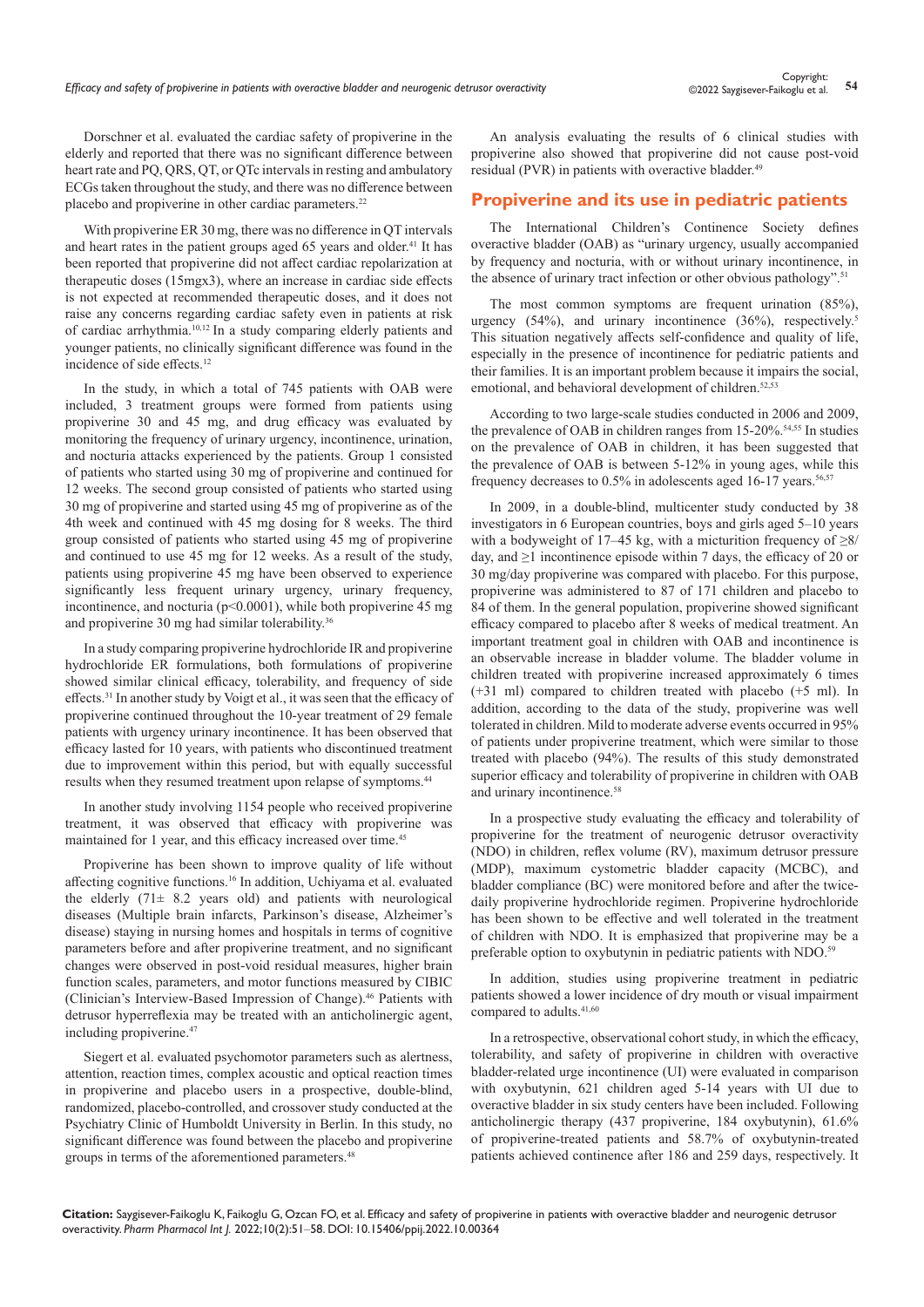Dorschner et al. evaluated the cardiac safety of propiverine in the elderly and reported that there was no significant difference between heart rate and PQ, QRS, QT, or QTc intervals in resting and ambulatory ECGs taken throughout the study, and there was no difference between placebo and propiverine in other cardiac parameters.[22]

With propiverine ER 30 mg, there was no difference in QT intervals and heart rates in the patient groups aged 65 years and older.[41] It has been reported that propiverine did not affect cardiac repolarization at therapeutic doses (15mgx3), where an increase in cardiac side effects is not expected at recommended therapeutic doses, and it does not raise any concerns regarding cardiac safety even in patients at risk of cardiac arrhythmia.[10,12] In a study comparing elderly patients and younger patients, no clinically significant difference was found in the incidence of side effects.[12]

In the study, in which a total of 745 patients with OAB were included, 3 treatment groups were formed from patients using propiverine 30 and 45 mg, and drug efficacy was evaluated by monitoring the frequency of urinary urgency, incontinence, urination, and nocturia attacks experienced by the patients. Group 1 consisted of patients who started using 30 mg of propiverine and continued for 12 weeks. The second group consisted of patients who started using 30 mg of propiverine and started using 45 mg of propiverine as of the 4th week and continued with 45 mg dosing for 8 weeks. The third group consisted of patients who started using 45 mg of propiverine and continued to use 45 mg for 12 weeks. As a result of the study, patients using propiverine 45 mg have been observed to experience significantly less frequent urinary urgency, urinary frequency, incontinence, and nocturia ($p<0.0001$), while both propiverine 45 mg and propiverine 30 mg had similar tolerability.[36]

In a study comparing propiverine hydrochloride IR and propiverine hydrochloride ER formulations, both formulations of propiverine showed similar clinical efficacy, tolerability, and frequency of side effects.[31] In another study by Voigt et al., it was seen that the efficacy of propiverine continued throughout the 10-year treatment of 29 female patients with urgency urinary incontinence. It has been observed that efficacy lasted for 10 years, with patients who discontinued treatment due to improvement within this period, but with equally successful results when they resumed treatment upon relapse of symptoms.[44]

In another study involving 1154 people who received propiverine treatment, it was observed that efficacy with propiverine was maintained for 1 year, and this efficacy increased over time.[45]

Propiverine has been shown to improve quality of life without affecting cognitive functions.[16] In addition, Uchiyama et al. evaluated the elderly (71± 8.2 years old) and patients with neurological diseases (Multiple brain infarcts, Parkinson's disease, Alzheimer's disease) staying in nursing homes and hospitals in terms of cognitive parameters before and after propiverine treatment, and no significant changes were observed in post-void residual measures, higher brain function scales, parameters, and motor functions measured by CIBIC (Clinician's Interview-Based Impression of Change).[46] Patients with detrusor hyperreflexia may be treated with an anticholinergic agent, including propiverine.[47]

Siegert et al. evaluated psychomotor parameters such as alertness, attention, reaction times, complex acoustic and optical reaction times in propiverine and placebo users in a prospective, double-blind, randomized, placebo-controlled, and crossover study conducted at the Psychiatry Clinic of Humboldt University in Berlin. In this study, no significant difference was found between the placebo and propiverine groups in terms of the aforementioned parameters.[48]

An analysis evaluating the results of 6 clinical studies with propiverine also showed that propiverine did not cause post-void residual (PVR) in patients with overactive bladder.[49]

## Propiverine and its use in pediatric patients

The International Children's Continence Society defines overactive bladder (OAB) as "urinary urgency, usually accompanied by frequency and nocturia, with or without urinary incontinence, in the absence of urinary tract infection or other obvious pathology".[51]

The most common symptoms are frequent urination (85%), urgency (54%), and urinary incontinence (36%), respectively.[5] This situation negatively affects self-confidence and quality of life, especially in the presence of incontinence for pediatric patients and their families. It is an important problem because it impairs the social, emotional, and behavioral development of children.[52,53]

According to two large-scale studies conducted in 2006 and 2009, the prevalence of OAB in children ranges from 15-20%.[54,55] In studies on the prevalence of OAB in children, it has been suggested that the prevalence of OAB is between 5-12% in young ages, while this frequency decreases to 0.5% in adolescents aged 16-17 years.[56,57]

In 2009, in a double-blind, multicenter study conducted by 38 investigators in 6 European countries, boys and girls aged 5–10 years with a bodyweight of 17–45 kg, with a micturition frequency of ≥8/day, and ≥1 incontinence episode within 7 days, the efficacy of 20 or 30 mg/day propiverine was compared with placebo. For this purpose, propiverine was administered to 87 of 171 children and placebo to 84 of them. In the general population, propiverine showed significant efficacy compared to placebo after 8 weeks of medical treatment. An important treatment goal in children with OAB and incontinence is an observable increase in bladder volume. The bladder volume in children treated with propiverine increased approximately 6 times (+31 ml) compared to children treated with placebo (+5 ml). In addition, according to the data of the study, propiverine was well tolerated in children. Mild to moderate adverse events occurred in 95% of patients under propiverine treatment, which were similar to those treated with placebo (94%). The results of this study demonstrated superior efficacy and tolerability of propiverine in children with OAB and urinary incontinence.[58]

In a prospective study evaluating the efficacy and tolerability of propiverine for the treatment of neurogenic detrusor overactivity (NDO) in children, reflex volume (RV), maximum detrusor pressure (MDP), maximum cystometric bladder capacity (MCBC), and bladder compliance (BC) were monitored before and after the twice-daily propiverine hydrochloride regimen. Propiverine hydrochloride has been shown to be effective and well tolerated in the treatment of children with NDO. It is emphasized that propiverine may be a preferable option to oxybutynin in pediatric patients with NDO.[59]

In addition, studies using propiverine treatment in pediatric patients showed a lower incidence of dry mouth or visual impairment compared to adults.[41,60]

In a retrospective, observational cohort study, in which the efficacy, tolerability, and safety of propiverine in children with overactive bladder-related urge incontinence (UI) were evaluated in comparison with oxybutynin, 621 children aged 5-14 years with UI due to overactive bladder in six study centers have been included. Following anticholinergic therapy (437 propiverine, 184 oxybutynin), 61.6% of propiverine-treated patients and 58.7% of oxybutynin-treated patients achieved continence after 186 and 259 days, respectively. It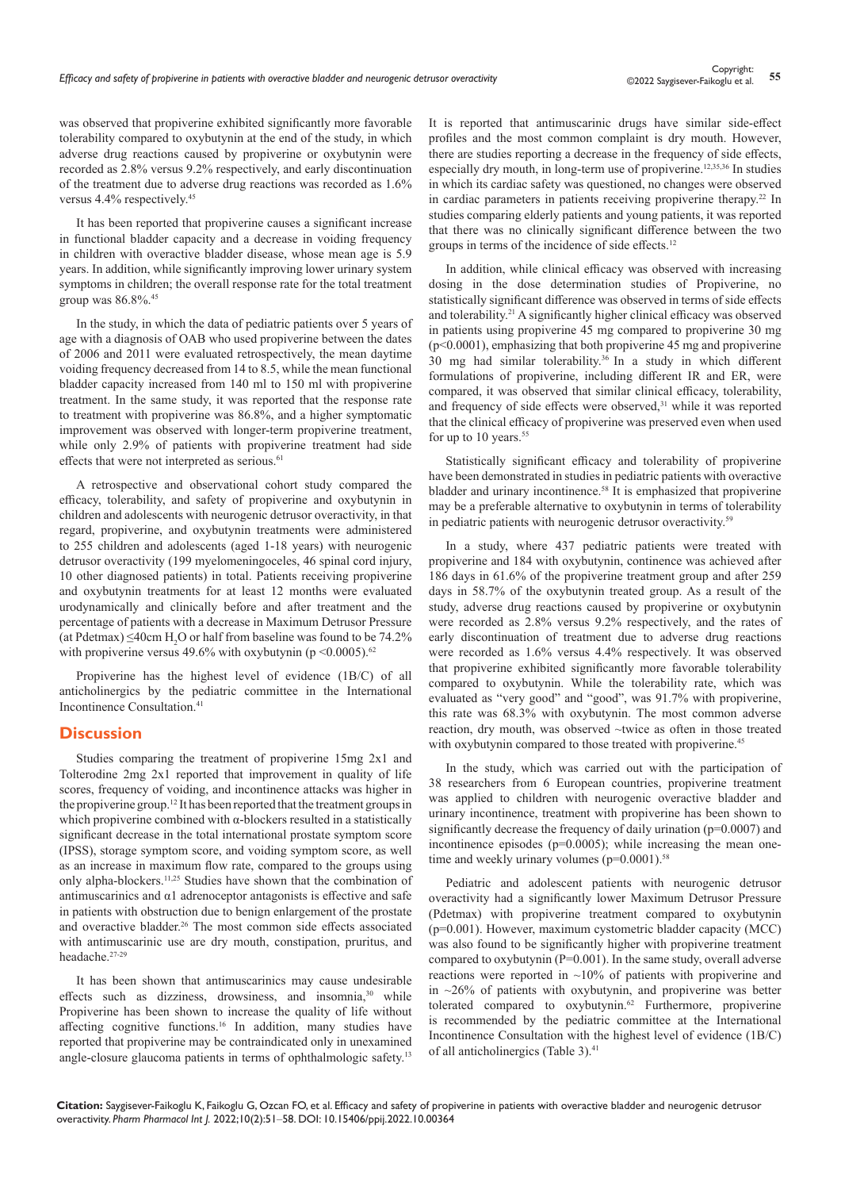was observed that propiverine exhibited significantly more favorable tolerability compared to oxybutynin at the end of the study, in which adverse drug reactions caused by propiverine or oxybutynin were recorded as 2.8% versus 9.2% respectively, and early discontinuation of the treatment due to adverse drug reactions was recorded as 1.6% versus 4.4% respectively.[45]

It has been reported that propiverine causes a significant increase in functional bladder capacity and a decrease in voiding frequency in children with overactive bladder disease, whose mean age is 5.9 years. In addition, while significantly improving lower urinary system symptoms in children; the overall response rate for the total treatment group was 86.8%.[45]

In the study, in which the data of pediatric patients over 5 years of age with a diagnosis of OAB who used propiverine between the dates of 2006 and 2011 were evaluated retrospectively, the mean daytime voiding frequency decreased from 14 to 8.5, while the mean functional bladder capacity increased from 140 ml to 150 ml with propiverine treatment. In the same study, it was reported that the response rate to treatment with propiverine was 86.8%, and a higher symptomatic improvement was observed with longer-term propiverine treatment, while only 2.9% of patients with propiverine treatment had side effects that were not interpreted as serious.[61]

A retrospective and observational cohort study compared the efficacy, tolerability, and safety of propiverine and oxybutynin in children and adolescents with neurogenic detrusor overactivity, in that regard, propiverine, and oxybutynin treatments were administered to 255 children and adolescents (aged 1-18 years) with neurogenic detrusor overactivity (199 myelomeningoceles, 46 spinal cord injury, 10 other diagnosed patients) in total. Patients receiving propiverine and oxybutynin treatments for at least 12 months were evaluated urodynamically and clinically before and after treatment and the percentage of patients with a decrease in Maximum Detrusor Pressure (at Pdetmax) ≤40cm $H_2O$ or half from baseline was found to be 74.2% with propiverine versus 49.6% with oxybutynin ($p < 0.0005$).[62]

Propiverine has the highest level of evidence (1B/C) of all anticholinergics by the pediatric committee in the International Incontinence Consultation.[41]

## Discussion

Studies comparing the treatment of propiverine 15mg 2x1 and Tolterodine 2mg 2x1 reported that improvement in quality of life scores, frequency of voiding, and incontinence attacks was higher in the propiverine group.[12] It has been reported that the treatment groups in which propiverine combined with α-blockers resulted in a statistically significant decrease in the total international prostate symptom score (IPSS), storage symptom score, and voiding symptom score, as well as an increase in maximum flow rate, compared to the groups using only alpha-blockers.[11,25] Studies have shown that the combination of antimuscarinics and α1 adrenoceptor antagonists is effective and safe in patients with obstruction due to benign enlargement of the prostate and overactive bladder.[26] The most common side effects associated with antimuscarinic use are dry mouth, constipation, pruritus, and headache.[27-29]

It has been shown that antimuscarinics may cause undesirable effects such as dizziness, drowsiness, and insomnia,[30] while Propiverine has been shown to increase the quality of life without affecting cognitive functions.[16] In addition, many studies have reported that propiverine may be contraindicated only in unexamined angle-closure glaucoma patients in terms of ophthalmologic safety.[13]

It is reported that antimuscarinic drugs have similar side-effect profiles and the most common complaint is dry mouth. However, there are studies reporting a decrease in the frequency of side effects, especially dry mouth, in long-term use of propiverine.[12,35,36] In studies in which its cardiac safety was questioned, no changes were observed in cardiac parameters in patients receiving propiverine therapy.[22] In studies comparing elderly patients and young patients, it was reported that there was no clinically significant difference between the two groups in terms of the incidence of side effects.[12]

In addition, while clinical efficacy was observed with increasing dosing in the dose determination studies of Propiverine, no statistically significant difference was observed in terms of side effects and tolerability.[21] A significantly higher clinical efficacy was observed in patients using propiverine 45 mg compared to propiverine 30 mg ($p<0.0001$), emphasizing that both propiverine 45 mg and propiverine 30 mg had similar tolerability.[36] In a study in which different formulations of propiverine, including different IR and ER, were compared, it was observed that similar clinical efficacy, tolerability, and frequency of side effects were observed,[31] while it was reported that the clinical efficacy of propiverine was preserved even when used for up to 10 years.[55]

Statistically significant efficacy and tolerability of propiverine have been demonstrated in studies in pediatric patients with overactive bladder and urinary incontinence.[58] It is emphasized that propiverine may be a preferable alternative to oxybutynin in terms of tolerability in pediatric patients with neurogenic detrusor overactivity.[59]

In a study, where 437 pediatric patients were treated with propiverine and 184 with oxybutynin, continence was achieved after 186 days in 61.6% of the propiverine treatment group and after 259 days in 58.7% of the oxybutynin treated group. As a result of the study, adverse drug reactions caused by propiverine or oxybutynin were recorded as 2.8% versus 9.2% respectively, and the rates of early discontinuation of treatment due to adverse drug reactions were recorded as 1.6% versus 4.4% respectively. It was observed that propiverine exhibited significantly more favorable tolerability compared to oxybutynin. While the tolerability rate, which was evaluated as "very good" and "good", was 91.7% with propiverine, this rate was 68.3% with oxybutynin. The most common adverse reaction, dry mouth, was observed ~twice as often in those treated with oxybutynin compared to those treated with propiverine.[45]

In the study, which was carried out with the participation of 38 researchers from 6 European countries, propiverine treatment was applied to children with neurogenic overactive bladder and urinary incontinence, treatment with propiverine has been shown to significantly decrease the frequency of daily urination ($p=0.0007$) and incontinence episodes ($p=0.0005$); while increasing the mean one-time and weekly urinary volumes ($p=0.0001$).[58]

Pediatric and adolescent patients with neurogenic detrusor overactivity had a significantly lower Maximum Detrusor Pressure (Pdetmax) with propiverine treatment compared to oxybutynin ($p=0.001$). However, maximum cystometric bladder capacity (MCC) was also found to be significantly higher with propiverine treatment compared to oxybutynin ($P=0.001$). In the same study, overall adverse reactions were reported in ~10% of patients with propiverine and in ~26% of patients with oxybutynin, and propiverine was better tolerated compared to oxybutynin.[62] Furthermore, propiverine is recommended by the pediatric committee at the International Incontinence Consultation with the highest level of evidence (1B/C) of all anticholinergics (Table 3).[41]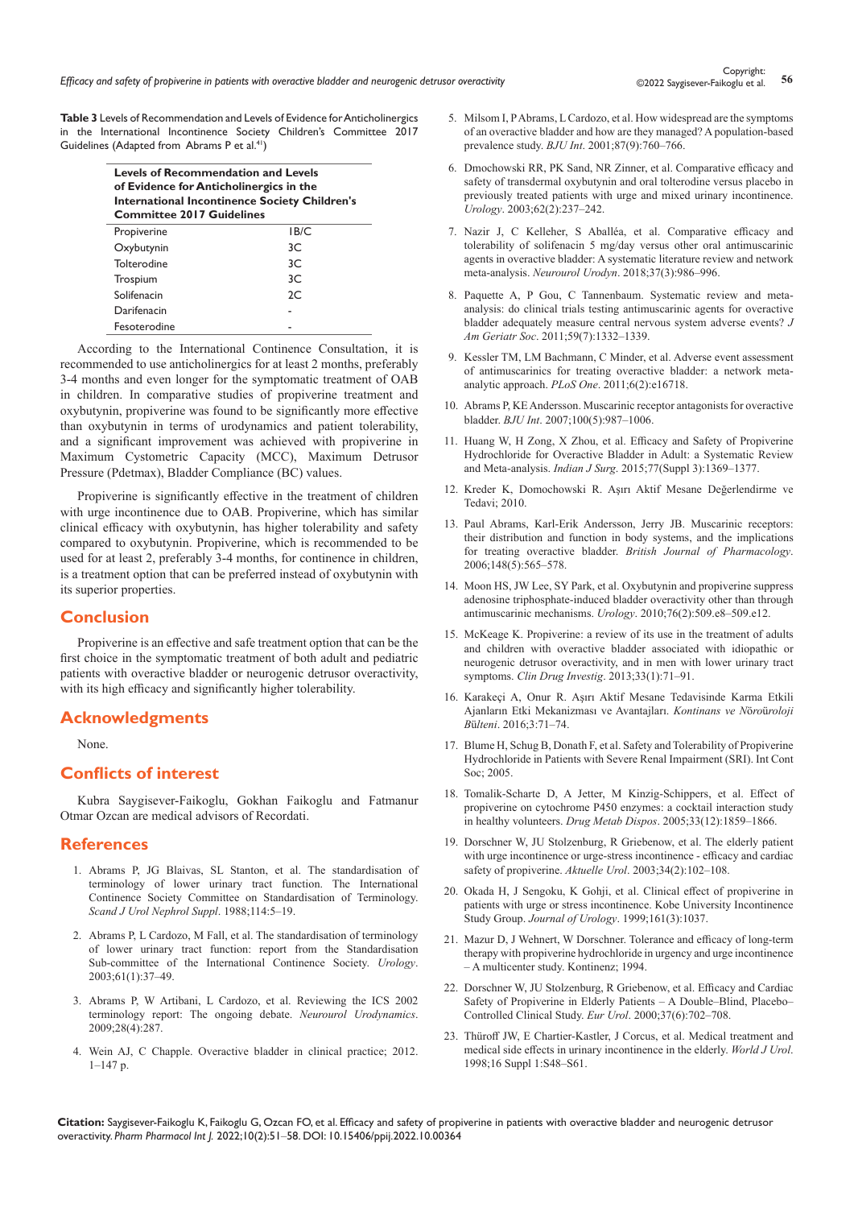**Table 3** Levels of Recommendation and Levels of Evidence for Anticholinergics in the International Incontinence Society Children's Committee 2017 Guidelines (Adapted from Abrams P et al.[41])

| Levels of Recommendation and Levels of Evidence for Anticholinergics in the International Incontinence Society Children's Committee 2017 Guidelines | |
|---|---|
| Propiverine | 1B/C |
| Oxybutynin | 3C |
| Tolterodine | 3C |
| Trospium | 3C |
| Solifenacin | 2C |
| Darifenacin | - |
| Fesoterodine | - |

According to the International Continence Consultation, it is recommended to use anticholinergics for at least 2 months, preferably 3-4 months and even longer for the symptomatic treatment of OAB in children. In comparative studies of propiverine treatment and oxybutynin, propiverine was found to be significantly more effective than oxybutynin in terms of urodynamics and patient tolerability, and a significant improvement was achieved with propiverine in Maximum Cystometric Capacity (MCC), Maximum Detrusor Pressure (Pdetmax), Bladder Compliance (BC) values.

Propiverine is significantly effective in the treatment of children with urge incontinence due to OAB. Propiverine, which has similar clinical efficacy with oxybutynin, has higher tolerability and safety compared to oxybutynin. Propiverine, which is recommended to be used for at least 2, preferably 3-4 months, for continence in children, is a treatment option that can be preferred instead of oxybutynin with its superior properties.

## Conclusion

Propiverine is an effective and safe treatment option that can be the first choice in the symptomatic treatment of both adult and pediatric patients with overactive bladder or neurogenic detrusor overactivity, with its high efficacy and significantly higher tolerability.

## Acknowledgments

None.

## Conflicts of interest

Kubra Saygisever-Faikoglu, Gokhan Faikoglu and Fatmanur Otmar Ozcan are medical advisors of Recordati.

## References

1. Abrams P, JG Blaivas, SL Stanton, et al. The standardisation of terminology of lower urinary tract function. The International Continence Society Committee on Standardisation of Terminology. *Scand J Urol Nephrol Suppl*. 1988;114:5–19.
2. Abrams P, L Cardozo, M Fall, et al. The standardisation of terminology of lower urinary tract function: report from the Standardisation Sub-committee of the International Continence Society. *Urology*. 2003;61(1):37–49.
3. Abrams P, W Artibani, L Cardozo, et al. Reviewing the ICS 2002 terminology report: The ongoing debate. *Neurourol Urodynamics*. 2009;28(4):287.
4. Wein AJ, C Chapple. Overactive bladder in clinical practice; 2012. 1–147 p.
5. Milsom I, P Abrams, L Cardozo, et al. How widespread are the symptoms of an overactive bladder and how are they managed? A population-based prevalence study. *BJU Int*. 2001;87(9):760–766.
6. Dmochowski RR, PK Sand, NR Zinner, et al. Comparative efficacy and safety of transdermal oxybutynin and oral tolterodine versus placebo in previously treated patients with urge and mixed urinary incontinence. *Urology*. 2003;62(2):237–242.
7. Nazir J, C Kelleher, S Aballéa, et al. Comparative efficacy and tolerability of solifenacin 5 mg/day versus other oral antimuscarinic agents in overactive bladder: A systematic literature review and network meta-analysis. *Neurourol Urodyn*. 2018;37(3):986–996.
8. Paquette A, P Gou, C Tannenbaum. Systematic review and meta-analysis: do clinical trials testing antimuscarinic agents for overactive bladder adequately measure central nervous system adverse events? *J Am Geriatr Soc*. 2011;59(7):1332–1339.
9. Kessler TM, LM Bachmann, C Minder, et al. Adverse event assessment of antimuscarinics for treating overactive bladder: a network meta-analytic approach. *PLoS One*. 2011;6(2):e16718.
10. Abrams P, KE Andersson. Muscarinic receptor antagonists for overactive bladder. *BJU Int*. 2007;100(5):987–1006.
11. Huang W, H Zong, X Zhou, et al. Efficacy and Safety of Propiverine Hydrochloride for Overactive Bladder in Adult: a Systematic Review and Meta-analysis. *Indian J Surg*. 2015;77(Suppl 3):1369–1377.
12. Kreder K, Domochowski R. Aşırı Aktif Mesane Değerlendirme ve Tedavi; 2010.
13. Paul Abrams, Karl-Erik Andersson, Jerry JB. Muscarinic receptors: their distribution and function in body systems, and the implications for treating overactive bladder. *British Journal of Pharmacology*. 2006;148(5):565–578.
14. Moon HS, JW Lee, SY Park, et al. Oxybutynin and propiverine suppress adenosine triphosphate-induced bladder overactivity other than through antimuscarinic mechanisms. *Urology*. 2010;76(2):509.e8–509.e12.
15. McKeage K. Propiverine: a review of its use in the treatment of adults and children with overactive bladder associated with idiopathic or neurogenic detrusor overactivity, and in men with lower urinary tract symptoms. *Clin Drug Investig*. 2013;33(1):71–91.
16. Karakeçi A, Onur R. Aşırı Aktif Mesane Tedavisinde Karma Etkili Ajanların Etki Mekanizması ve Avantajları. *Kontinans ve Nöroüroloji Bülteni*. 2016;3:71–74.
17. Blume H, Schug B, Donath F, et al. Safety and Tolerability of Propiverine Hydrochloride in Patients with Severe Renal Impairment (SRI). Int Cont Soc; 2005.
18. Tomalik-Scharte D, A Jetter, M Kinzig-Schippers, et al. Effect of propiverine on cytochrome P450 enzymes: a cocktail interaction study in healthy volunteers. *Drug Metab Dispos*. 2005;33(12):1859–1866.
19. Dorschner W, JU Stolzenburg, R Griebenow, et al. The elderly patient with urge incontinence or urge-stress incontinence - efficacy and cardiac safety of propiverine. *Aktuelle Urol*. 2003;34(2):102–108.
20. Okada H, J Sengoku, K Gohji, et al. Clinical effect of propiverine in patients with urge or stress incontinence. Kobe University Incontinence Study Group. *Journal of Urology*. 1999;161(3):1037.
21. Mazur D, J Wehnert, W Dorschner. Tolerance and efficacy of long-term therapy with propiverine hydrochloride in urgency and urge incontinence – A multicenter study. Kontinenz; 1994.
22. Dorschner W, JU Stolzenburg, R Griebenow, et al. Efficacy and Cardiac Safety of Propiverine in Elderly Patients – A Double–Blind, Placebo–Controlled Clinical Study. *Eur Urol*. 2000;37(6):702–708.
23. Thüroff JW, E Chartier-Kastler, J Corcus, et al. Medical treatment and medical side effects in urinary incontinence in the elderly. *World J Urol*. 1998;16 Suppl 1:S48–S61.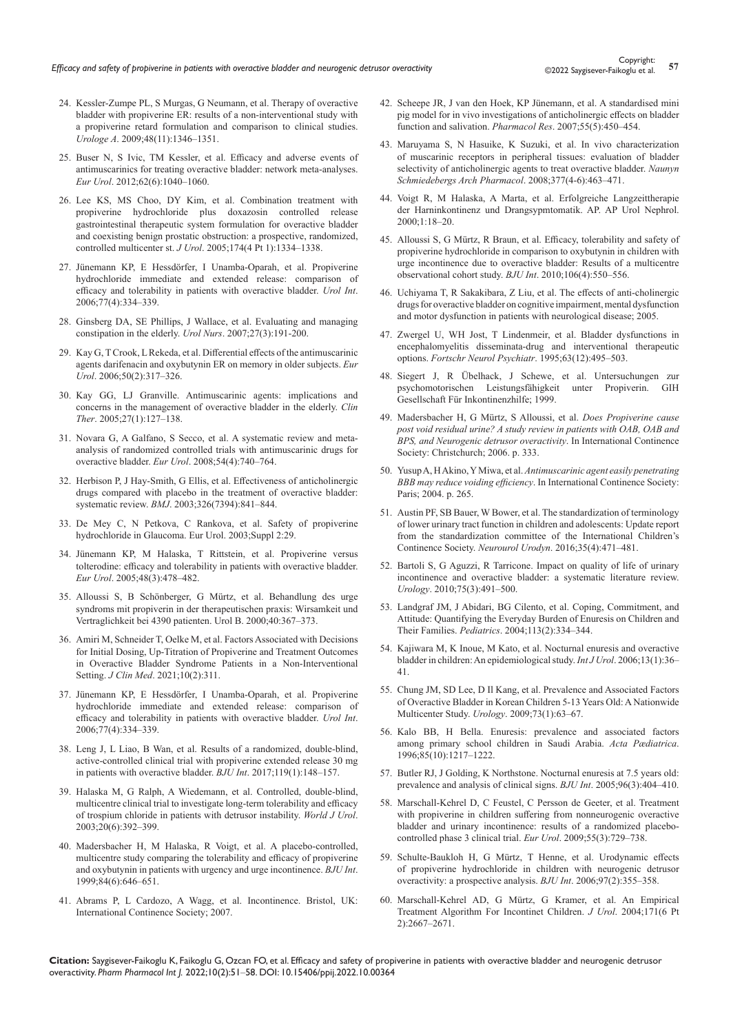24. Kessler-Zumpe PL, S Murgas, G Neumann, et al. Therapy of overactive bladder with propiverine ER: results of a non-interventional study with a propiverine retard formulation and comparison to clinical studies. *Urologe A*. 2009;48(11):1346–1351.

25. Buser N, S Ivic, TM Kessler, et al. Efficacy and adverse events of antimuscarinics for treating overactive bladder: network meta-analyses. *Eur Urol*. 2012;62(6):1040–1060.

26. Lee KS, MS Choo, DY Kim, et al. Combination treatment with propiverine hydrochloride plus doxazosin controlled release gastrointestinal therapeutic system formulation for overactive bladder and coexisting benign prostatic obstruction: a prospective, randomized, controlled multicenter st. *J Urol*. 2005;174(4 Pt 1):1334–1338.

27. Jünemann KP, E Hessdörfer, I Unamba-Oparah, et al. Propiverine hydrochloride immediate and extended release: comparison of efficacy and tolerability in patients with overactive bladder. *Urol Int*. 2006;77(4):334–339.

28. Ginsberg DA, SE Phillips, J Wallace, et al. Evaluating and managing constipation in the elderly. *Urol Nurs*. 2007;27(3):191-200.

29. Kay G, T Crook, L Rekeda, et al. Differential effects of the antimuscarinic agents darifenacin and oxybutynin ER on memory in older subjects. *Eur Urol*. 2006;50(2):317–326.

30. Kay GG, LJ Granville. Antimuscarinic agents: implications and concerns in the management of overactive bladder in the elderly. *Clin Ther*. 2005;27(1):127–138.

31. Novara G, A Galfano, S Secco, et al. A systematic review and meta-analysis of randomized controlled trials with antimuscarinic drugs for overactive bladder. *Eur Urol*. 2008;54(4):740–764.

32. Herbison P, J Hay-Smith, G Ellis, et al. Effectiveness of anticholinergic drugs compared with placebo in the treatment of overactive bladder: systematic review. *BMJ*. 2003;326(7394):841–844.

33. De Mey C, N Petkova, C Rankova, et al. Safety of propiverine hydrochloride in Glaucoma. Eur Urol. 2003;Suppl 2:29.

34. Jünemann KP, M Halaska, T Rittstein, et al. Propiverine versus tolterodine: efficacy and tolerability in patients with overactive bladder. *Eur Urol*. 2005;48(3):478–482.

35. Alloussi S, B Schönberger, G Mürtz, et al. Behandlung des urge syndroms mit propiverin in der therapeutischen praxis: Wirsamkeit und Vertraglichkeit bei 4390 patienten. Urol B. 2000;40:367–373.

36. Amiri M, Schneider T, Oelke M, et al. Factors Associated with Decisions for Initial Dosing, Up-Titration of Propiverine and Treatment Outcomes in Overactive Bladder Syndrome Patients in a Non-Interventional Setting. *J Clin Med*. 2021;10(2):311.

37. Jünemann KP, E Hessdörfer, I Unamba-Oparah, et al. Propiverine hydrochloride immediate and extended release: comparison of efficacy and tolerability in patients with overactive bladder. *Urol Int*. 2006;77(4):334–339.

38. Leng J, L Liao, B Wan, et al. Results of a randomized, double-blind, active-controlled clinical trial with propiverine extended release 30 mg in patients with overactive bladder. *BJU Int*. 2017;119(1):148–157.

39. Halaska M, G Ralph, A Wiedemann, et al. Controlled, double-blind, multicentre clinical trial to investigate long-term tolerability and efficacy of trospium chloride in patients with detrusor instability. *World J Urol*. 2003;20(6):392–399.

40. Madersbacher H, M Halaska, R Voigt, et al. A placebo-controlled, multicentre study comparing the tolerability and efficacy of propiverine and oxybutynin in patients with urgency and urge incontinence. *BJU Int*. 1999;84(6):646–651.

41. Abrams P, L Cardozo, A Wagg, et al. Incontinence. Bristol, UK: International Continence Society; 2007.

42. Scheepe JR, J van den Hoek, KP Jünemann, et al. A standardised mini pig model for in vivo investigations of anticholinergic effects on bladder function and salivation. *Pharmacol Res*. 2007;55(5):450–454.

43. Maruyama S, N Hasuike, K Suzuki, et al. In vivo characterization of muscarinic receptors in peripheral tissues: evaluation of bladder selectivity of anticholinergic agents to treat overactive bladder. *Naunyn Schmiedebergs Arch Pharmacol*. 2008;377(4-6):463–471.

44. Voigt R, M Halaska, A Marta, et al. Erfolgreiche Langzeittherapie der Harninkontinenz und Drangsypmtomatik. AP. AP Urol Nephrol. 2000;1:18–20.

45. Alloussi S, G Mürtz, R Braun, et al. Efficacy, tolerability and safety of propiverine hydrochloride in comparison to oxybutynin in children with urge incontinence due to overactive bladder: Results of a multicentre observational cohort study. *BJU Int*. 2010;106(4):550–556.

46. Uchiyama T, R Sakakibara, Z Liu, et al. The effects of anti-cholinergic drugs for overactive bladder on cognitive impairment, mental dysfunction and motor dysfunction in patients with neurological disease; 2005.

47. Zwergel U, WH Jost, T Lindenmeir, et al. Bladder dysfunctions in encephalomyelitis disseminata-drug and interventional therapeutic options. *Fortschr Neurol Psychiatr*. 1995;63(12):495–503.

48. Siegert J, R Übelhack, J Schewe, et al. Untersuchungen zur psychomotorischen Leistungsfähigkeit unter Propiverin. GIH Gesellschaft Für Inkontinenzhilfe; 1999.

49. Madersbacher H, G Mürtz, S Alloussi, et al. *Does Propiverine cause post void residual urine? A study review in patients with OAB, OAB and BPS, and Neurogenic detrusor overactivity*. In International Continence Society: Christchurch; 2006. p. 333.

50. Yusup A, H Akino, Y Miwa, et al. *Antimuscarinic agent easily penetrating BBB may reduce voiding efficiency*. In International Continence Society: Paris; 2004. p. 265.

51. Austin PF, SB Bauer, W Bower, et al. The standardization of terminology of lower urinary tract function in children and adolescents: Update report from the standardization committee of the International Children's Continence Society. *Neurourol Urodyn*. 2016;35(4):471–481.

52. Bartoli S, G Aguzzi, R Tarricone. Impact on quality of life of urinary incontinence and overactive bladder: a systematic literature review. *Urology*. 2010;75(3):491–500.

53. Landgraf JM, J Abidari, BG Cilento, et al. Coping, Commitment, and Attitude: Quantifying the Everyday Burden of Enuresis on Children and Their Families. *Pediatrics*. 2004;113(2):334–344.

54. Kajiwara M, K Inoue, M Kato, et al. Nocturnal enuresis and overactive bladder in children: An epidemiological study. *Int J Urol*. 2006;13(1):36–41.

55. Chung JM, SD Lee, D Il Kang, et al. Prevalence and Associated Factors of Overactive Bladder in Korean Children 5-13 Years Old: A Nationwide Multicenter Study. *Urology*. 2009;73(1):63–67.

56. Kalo BB, H Bella. Enuresis: prevalence and associated factors among primary school children in Saudi Arabia. *Acta Pædiatrica*. 1996;85(10):1217–1222.

57. Butler RJ, J Golding, K Northstone. Nocturnal enuresis at 7.5 years old: prevalence and analysis of clinical signs. *BJU Int*. 2005;96(3):404–410.

58. Marschall-Kehrel D, C Feustel, C Persson de Geeter, et al. Treatment with propiverine in children suffering from nonneurogenic overactive bladder and urinary incontinence: results of a randomized placebo-controlled phase 3 clinical trial. *Eur Urol*. 2009;55(3):729–738.

59. Schulte-Baukloh H, G Mürtz, T Henne, et al. Urodynamic effects of propiverine hydrochloride in children with neurogenic detrusor overactivity: a prospective analysis. *BJU Int*. 2006;97(2):355–358.

60. Marschall-Kehrel AD, G Mürtz, G Kramer, et al. An Empirical Treatment Algorithm For Incontinet Children. *J Urol*. 2004;171(6 Pt 2):2667–2671.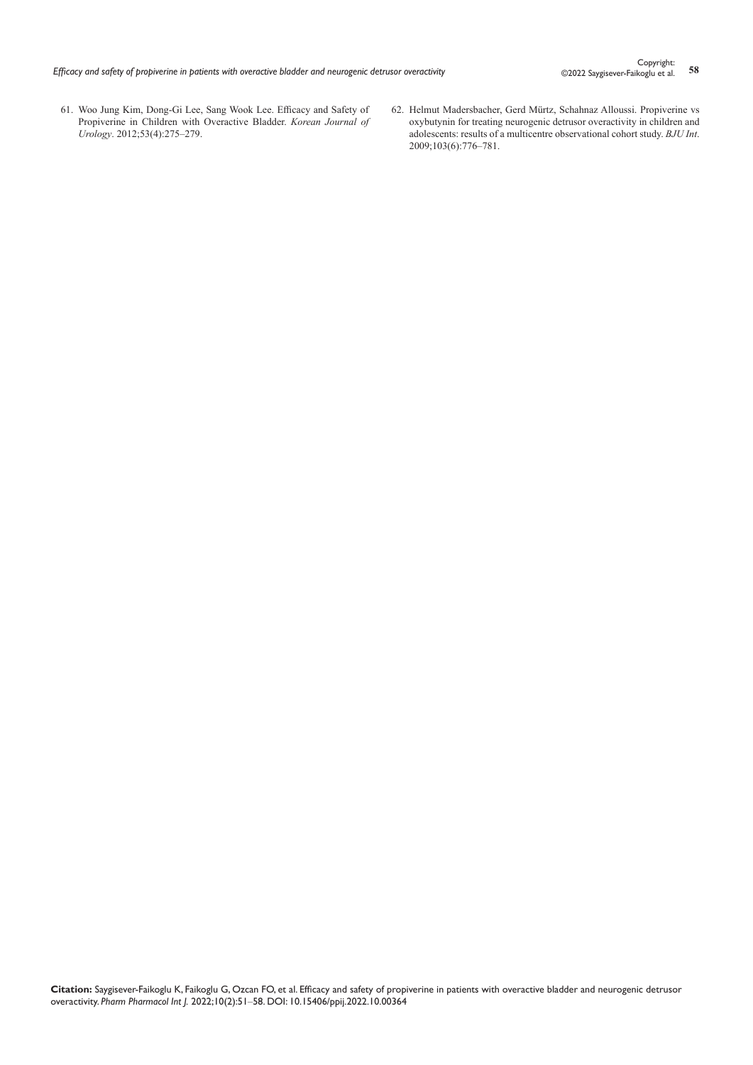61. Woo Jung Kim, Dong-Gi Lee, Sang Wook Lee. Efficacy and Safety of Propiverine in Children with Overactive Bladder. *Korean Journal of Urology*. 2012;53(4):275–279.

62. Helmut Madersbacher, Gerd Mürtz, Schahnaz Alloussi. Propiverine vs oxybutynin for treating neurogenic detrusor overactivity in children and adolescents: results of a multicentre observational cohort study. *BJU Int*. 2009;103(6):776–781.